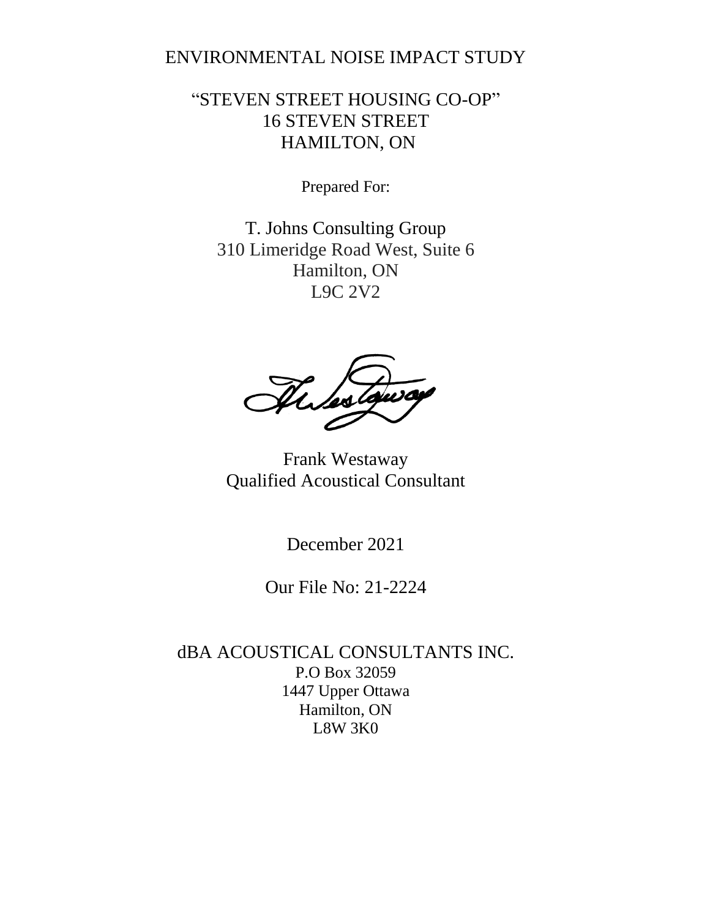# ENVIRONMENTAL NOISE IMPACT STUDY

## "STEVEN STREET HOUSING CO-OP"
## 16 STEVEN STREET
## HAMILTON, ON

Prepared For:

T. Johns Consulting Group
310 Limeridge Road West, Suite 6
Hamilton, ON
L9C 2V2

Frank Westaway
Qualified Acoustical Consultant

December 2021

Our File No: 21-2224

dBA ACOUSTICAL CONSULTANTS INC.
P.O Box 32059
1447 Upper Ottawa
Hamilton, ON
L8W 3K0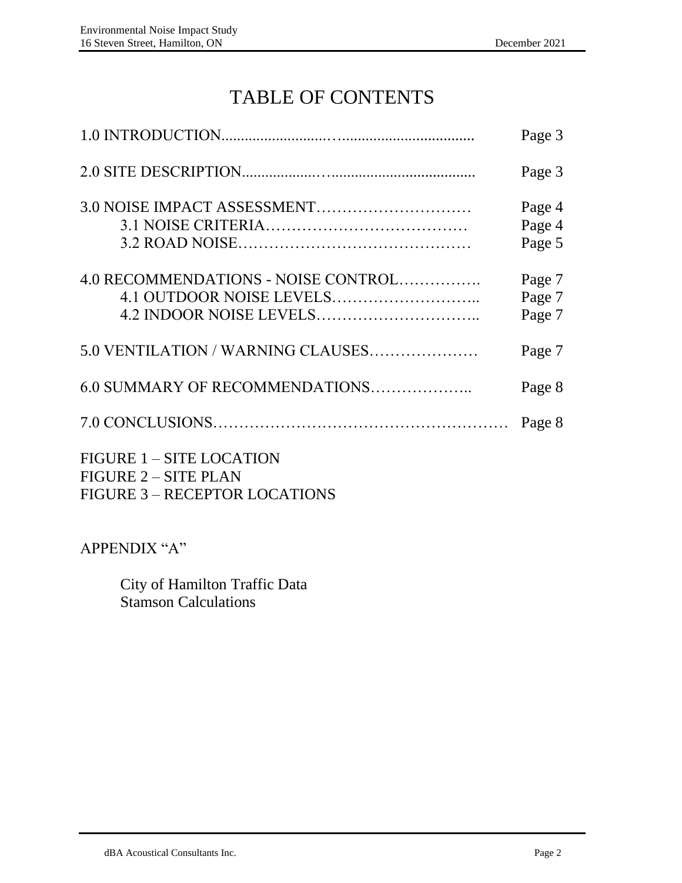# TABLE OF CONTENTS

| | |
|---|---|
| 1.0 INTRODUCTION | Page 3 |
| 2.0 SITE DESCRIPTION | Page 3 |
| 3.0 NOISE IMPACT ASSESSMENT | Page 4 |
| 3.1 NOISE CRITERIA | Page 4 |
| 3.2 ROAD NOISE | Page 5 |
| 4.0 RECOMMENDATIONS - NOISE CONTROL | Page 7 |
| 4.1 OUTDOOR NOISE LEVELS | Page 7 |
| 4.2 INDOOR NOISE LEVELS | Page 7 |
| 5.0 VENTILATION / WARNING CLAUSES | Page 7 |
| 6.0 SUMMARY OF RECOMMENDATIONS | Page 8 |
| 7.0 CONCLUSIONS | Page 8 |

FIGURE 1 – SITE LOCATION
FIGURE 2 – SITE PLAN
FIGURE 3 – RECEPTOR LOCATIONS

APPENDIX "A"

City of Hamilton Traffic Data
Stamson Calculations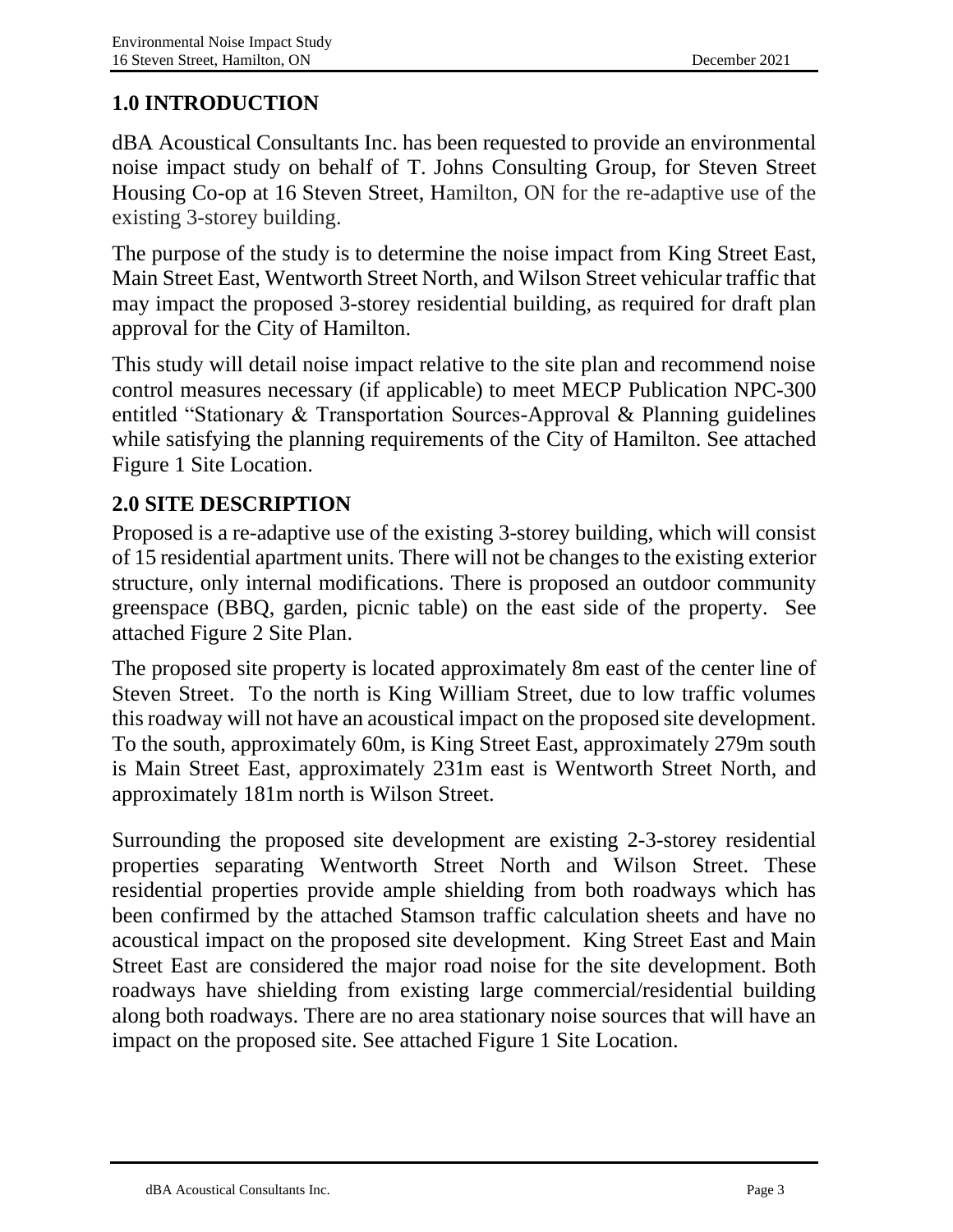## 1.0 INTRODUCTION

dBA Acoustical Consultants Inc. has been requested to provide an environmental noise impact study on behalf of T. Johns Consulting Group, for Steven Street Housing Co-op at 16 Steven Street, Hamilton, ON for the re-adaptive use of the existing 3-storey building.

The purpose of the study is to determine the noise impact from King Street East, Main Street East, Wentworth Street North, and Wilson Street vehicular traffic that may impact the proposed 3-storey residential building, as required for draft plan approval for the City of Hamilton.

This study will detail noise impact relative to the site plan and recommend noise control measures necessary (if applicable) to meet MECP Publication NPC-300 entitled "Stationary & Transportation Sources-Approval & Planning guidelines while satisfying the planning requirements of the City of Hamilton. See attached Figure 1 Site Location.

## 2.0 SITE DESCRIPTION

Proposed is a re-adaptive use of the existing 3-storey building, which will consist of 15 residential apartment units. There will not be changes to the existing exterior structure, only internal modifications. There is proposed an outdoor community greenspace (BBQ, garden, picnic table) on the east side of the property. See attached Figure 2 Site Plan.

The proposed site property is located approximately 8m east of the center line of Steven Street. To the north is King William Street, due to low traffic volumes this roadway will not have an acoustical impact on the proposed site development. To the south, approximately 60m, is King Street East, approximately 279m south is Main Street East, approximately 231m east is Wentworth Street North, and approximately 181m north is Wilson Street.

Surrounding the proposed site development are existing 2-3-storey residential properties separating Wentworth Street North and Wilson Street. These residential properties provide ample shielding from both roadways which has been confirmed by the attached Stamson traffic calculation sheets and have no acoustical impact on the proposed site development. King Street East and Main Street East are considered the major road noise for the site development. Both roadways have shielding from existing large commercial/residential building along both roadways. There are no area stationary noise sources that will have an impact on the proposed site. See attached Figure 1 Site Location.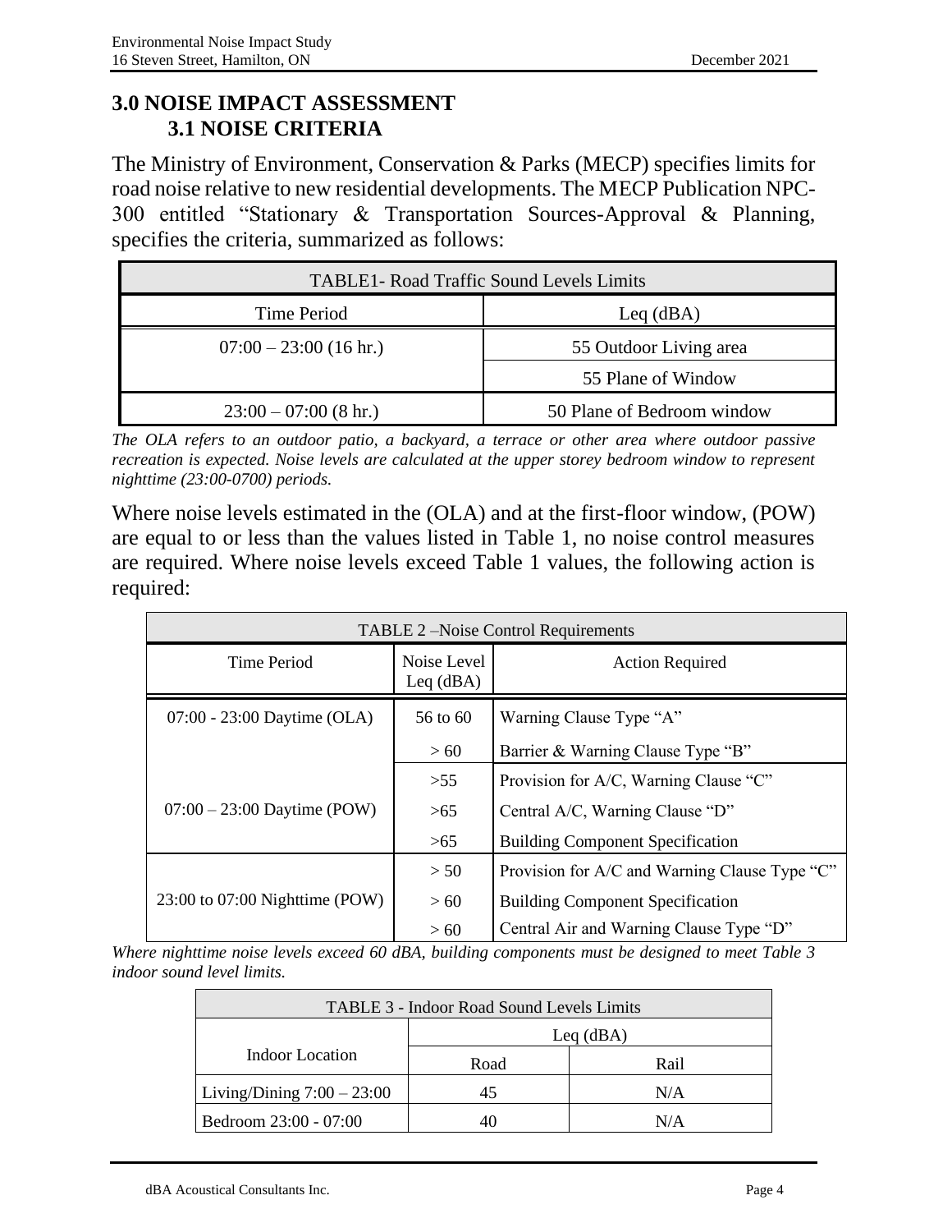# 3.0 NOISE IMPACT ASSESSMENT

## 3.1 NOISE CRITERIA

The Ministry of Environment, Conservation & Parks (MECP) specifies limits for road noise relative to new residential developments. The MECP Publication NPC-300 entitled "Stationary & Transportation Sources-Approval & Planning, specifies the criteria, summarized as follows:

| TABLE1- Road Traffic Sound Levels Limits | |
|---|---|
| Time Period | Leq (dBA) |
| 07:00 – 23:00 (16 hr.) | 55 Outdoor Living area |
| | 55 Plane of Window |
| 23:00 – 07:00 (8 hr.) | 50 Plane of Bedroom window |

*The OLA refers to an outdoor patio, a backyard, a terrace or other area where outdoor passive recreation is expected. Noise levels are calculated at the upper storey bedroom window to represent nighttime (23:00-0700) periods.*

Where noise levels estimated in the (OLA) and at the first-floor window, (POW) are equal to or less than the values listed in Table 1, no noise control measures are required. Where noise levels exceed Table 1 values, the following action is required:

| TABLE 2 –Noise Control Requirements | | |
|---|---|---|
| Time Period | Noise Level Leq (dBA) | Action Required |
| 07:00 - 23:00 Daytime (OLA) | 56 to 60 | Warning Clause Type "A" |
| | > 60 | Barrier & Warning Clause Type "B" |
| 07:00 – 23:00 Daytime (POW) | >55 | Provision for A/C, Warning Clause "C" |
| | >65 | Central A/C, Warning Clause "D" |
| | >65 | Building Component Specification |
| 23:00 to 07:00 Nighttime (POW) | > 50 | Provision for A/C and Warning Clause Type "C" |
| | > 60 | Building Component Specification |
| | > 60 | Central Air and Warning Clause Type "D" |

*Where nighttime noise levels exceed 60 dBA, building components must be designed to meet Table 3 indoor sound level limits.*

| TABLE 3 - Indoor Road Sound Levels Limits | | |
|---|---|---|
| Indoor Location | Leq (dBA) | |
| | Road | Rail |
| Living/Dining 7:00 – 23:00 | 45 | N/A |
| Bedroom 23:00 - 07:00 | 40 | N/A |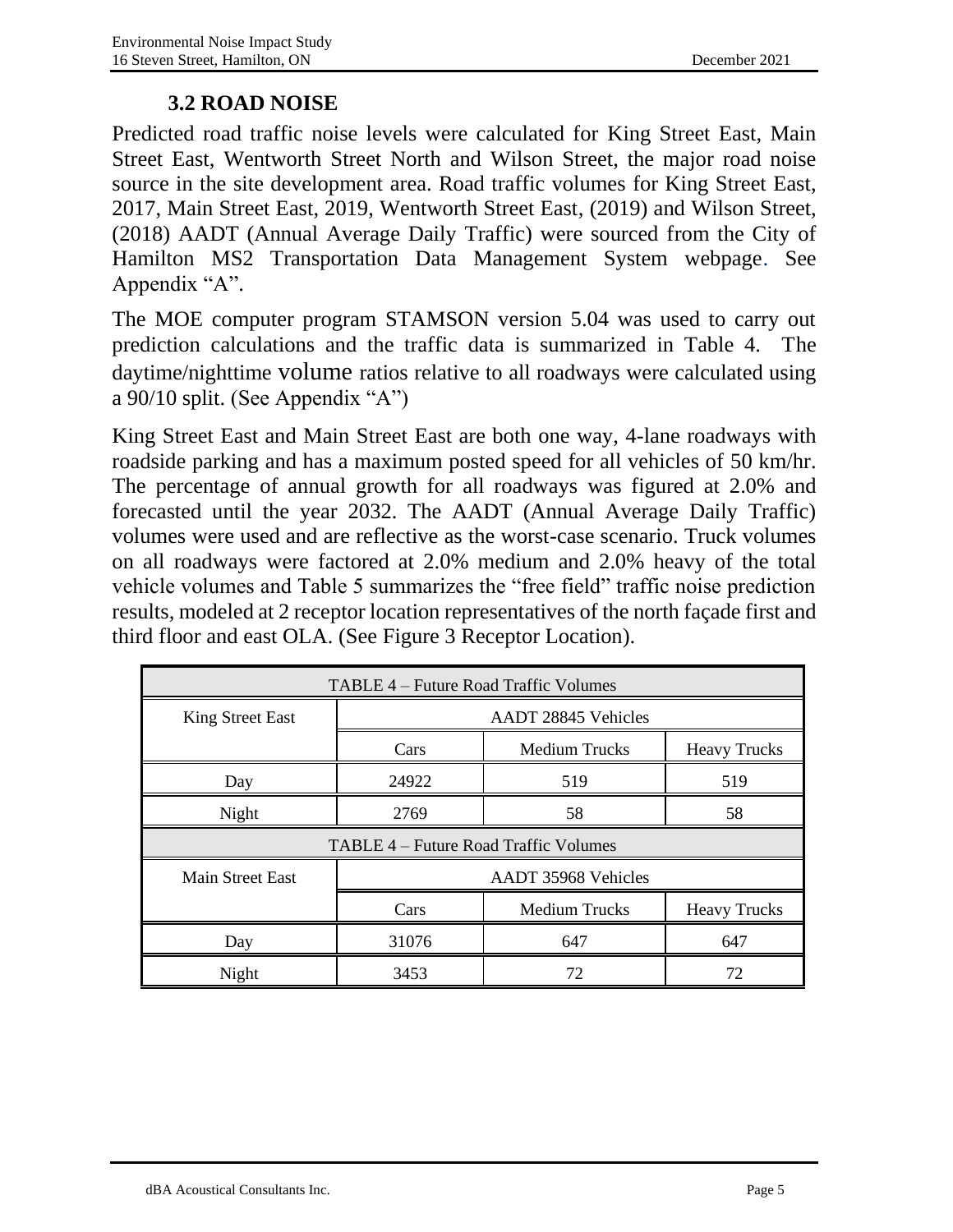### 3.2 ROAD NOISE

Predicted road traffic noise levels were calculated for King Street East, Main Street East, Wentworth Street North and Wilson Street, the major road noise source in the site development area. Road traffic volumes for King Street East, 2017, Main Street East, 2019, Wentworth Street East, (2019) and Wilson Street, (2018) AADT (Annual Average Daily Traffic) were sourced from the City of Hamilton MS2 Transportation Data Management System webpage. See Appendix "A".

The MOE computer program STAMSON version 5.04 was used to carry out prediction calculations and the traffic data is summarized in Table 4. The daytime/nighttime volume ratios relative to all roadways were calculated using a 90/10 split. (See Appendix "A")

King Street East and Main Street East are both one way, 4-lane roadways with roadside parking and has a maximum posted speed for all vehicles of 50 km/hr. The percentage of annual growth for all roadways was figured at 2.0% and forecasted until the year 2032. The AADT (Annual Average Daily Traffic) volumes were used and are reflective as the worst-case scenario. Truck volumes on all roadways were factored at 2.0% medium and 2.0% heavy of the total vehicle volumes and Table 5 summarizes the "free field" traffic noise prediction results, modeled at 2 receptor location representatives of the north façade first and third floor and east OLA. (See Figure 3 Receptor Location).

| TABLE 4 – Future Road Traffic Volumes | | | |
|---|---|---|---|
| King Street East | AADT 28845 Vehicles | | |
| | Cars | Medium Trucks | Heavy Trucks |
| Day | 24922 | 519 | 519 |
| Night | 2769 | 58 | 58 |

| TABLE 4 – Future Road Traffic Volumes | | | |
|---|---|---|---|
| Main Street East | AADT 35968 Vehicles | | |
| | Cars | Medium Trucks | Heavy Trucks |
| Day | 31076 | 647 | 647 |
| Night | 3453 | 72 | 72 |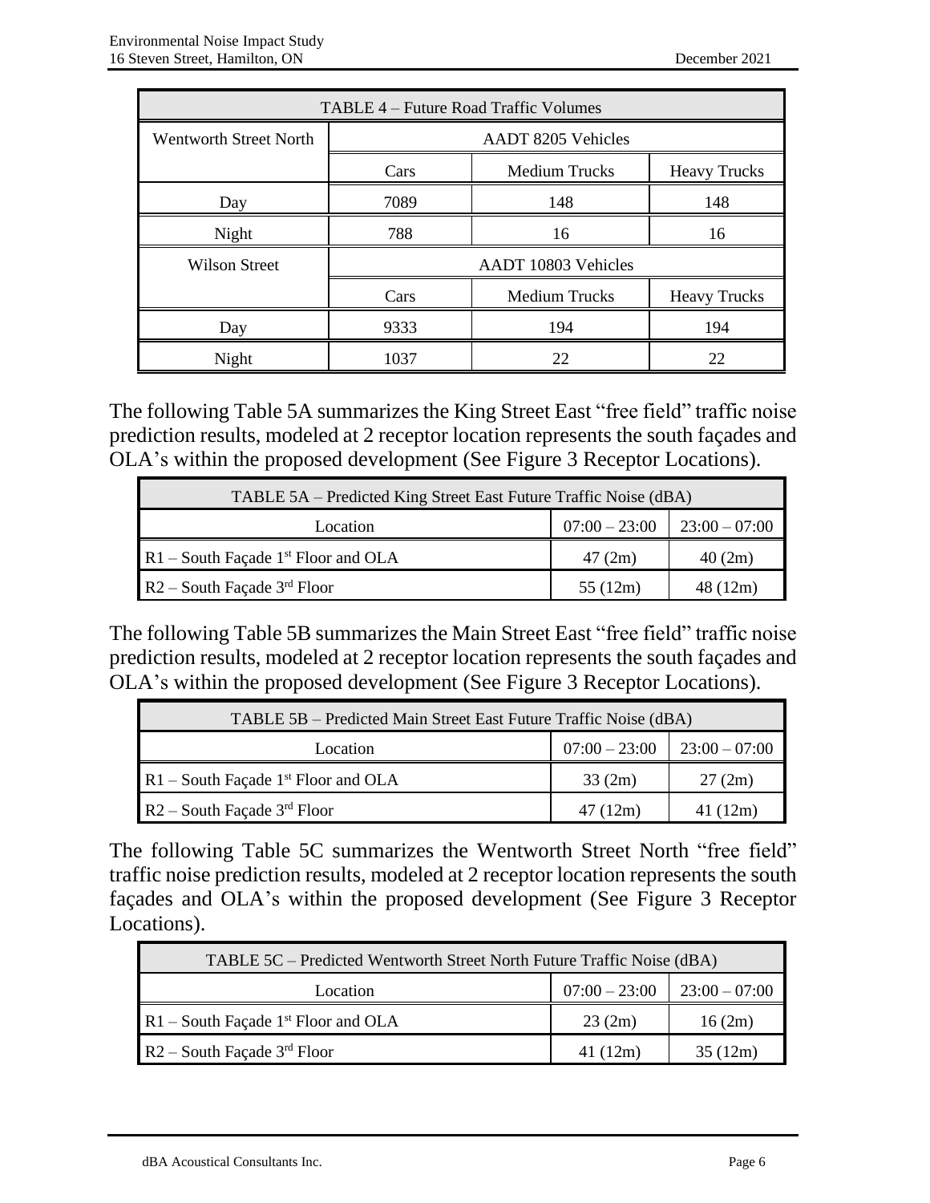| TABLE 4 – Future Road Traffic Volumes | | | |
|---|---|---|---|
| Wentworth Street North | AADT 8205 Vehicles | | |
| | Cars | Medium Trucks | Heavy Trucks |
| Day | 7089 | 148 | 148 |
| Night | 788 | 16 | 16 |
| Wilson Street | AADT 10803 Vehicles | | |
| | Cars | Medium Trucks | Heavy Trucks |
| Day | 9333 | 194 | 194 |
| Night | 1037 | 22 | 22 |

The following Table 5A summarizes the King Street East "free field" traffic noise prediction results, modeled at 2 receptor location represents the south façades and OLA's within the proposed development (See Figure 3 Receptor Locations).

| TABLE 5A – Predicted King Street East Future Traffic Noise (dBA) | | |
|---|---|---|
| Location | 07:00 – 23:00 | 23:00 – 07:00 |
| R1 – South Façade 1st Floor and OLA | 47 (2m) | 40 (2m) |
| R2 – South Façade 3rd Floor | 55 (12m) | 48 (12m) |

The following Table 5B summarizes the Main Street East "free field" traffic noise prediction results, modeled at 2 receptor location represents the south façades and OLA's within the proposed development (See Figure 3 Receptor Locations).

| TABLE 5B – Predicted Main Street East Future Traffic Noise (dBA) | | |
|---|---|---|
| Location | 07:00 – 23:00 | 23:00 – 07:00 |
| R1 – South Façade 1st Floor and OLA | 33 (2m) | 27 (2m) |
| R2 – South Façade 3rd Floor | 47 (12m) | 41 (12m) |

The following Table 5C summarizes the Wentworth Street North "free field" traffic noise prediction results, modeled at 2 receptor location represents the south façades and OLA's within the proposed development (See Figure 3 Receptor Locations).

| TABLE 5C – Predicted Wentworth Street North Future Traffic Noise (dBA) | | |
|---|---|---|
| Location | 07:00 – 23:00 | 23:00 – 07:00 |
| R1 – South Façade 1st Floor and OLA | 23 (2m) | 16 (2m) |
| R2 – South Façade 3rd Floor | 41 (12m) | 35 (12m) |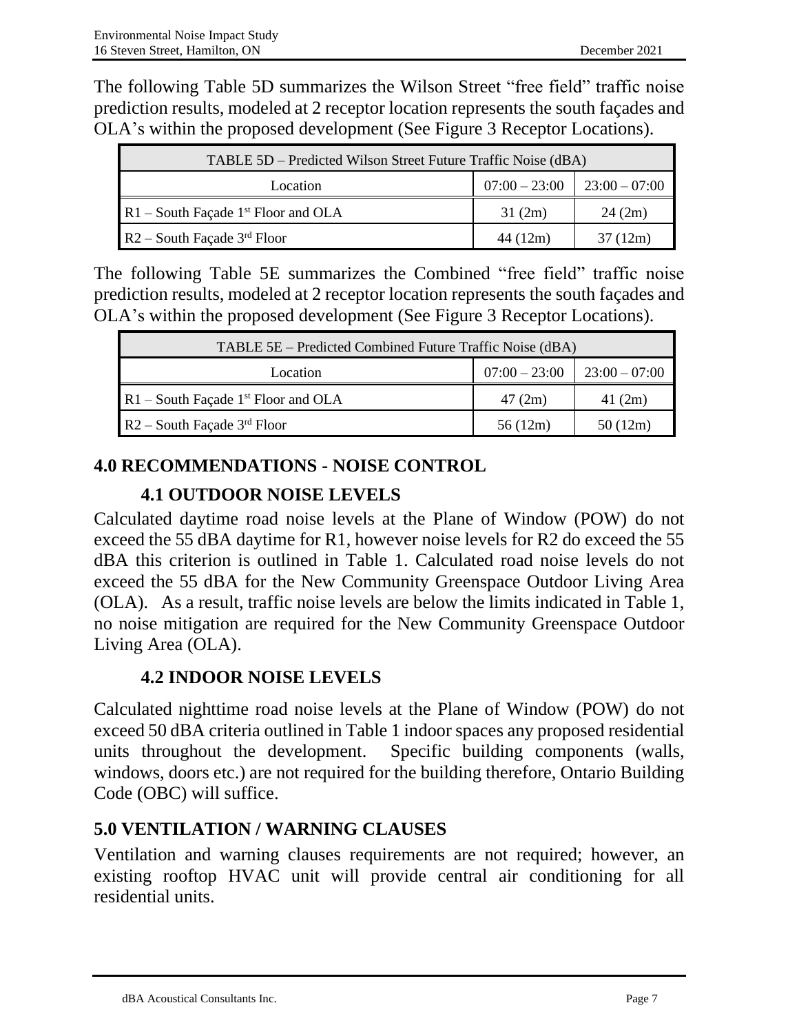The following Table 5D summarizes the Wilson Street "free field" traffic noise prediction results, modeled at 2 receptor location represents the south façades and OLA's within the proposed development (See Figure 3 Receptor Locations).

| TABLE 5D – Predicted Wilson Street Future Traffic Noise (dBA) | | |
|---|---|---|
| Location | 07:00 – 23:00 | 23:00 – 07:00 |
| R1 – South Façade 1st Floor and OLA | 31 (2m) | 24 (2m) |
| R2 – South Façade 3rd Floor | 44 (12m) | 37 (12m) |

The following Table 5E summarizes the Combined "free field" traffic noise prediction results, modeled at 2 receptor location represents the south façades and OLA's within the proposed development (See Figure 3 Receptor Locations).

| TABLE 5E – Predicted Combined Future Traffic Noise (dBA) | | |
|---|---|---|
| Location | 07:00 – 23:00 | 23:00 – 07:00 |
| R1 – South Façade 1st Floor and OLA | 47 (2m) | 41 (2m) |
| R2 – South Façade 3rd Floor | 56 (12m) | 50 (12m) |

# 4.0 RECOMMENDATIONS - NOISE CONTROL

## 4.1 OUTDOOR NOISE LEVELS

Calculated daytime road noise levels at the Plane of Window (POW) do not exceed the 55 dBA daytime for R1, however noise levels for R2 do exceed the 55 dBA this criterion is outlined in Table 1. Calculated road noise levels do not exceed the 55 dBA for the New Community Greenspace Outdoor Living Area (OLA). As a result, traffic noise levels are below the limits indicated in Table 1, no noise mitigation are required for the New Community Greenspace Outdoor Living Area (OLA).

## 4.2 INDOOR NOISE LEVELS

Calculated nighttime road noise levels at the Plane of Window (POW) do not exceed 50 dBA criteria outlined in Table 1 indoor spaces any proposed residential units throughout the development. Specific building components (walls, windows, doors etc.) are not required for the building therefore, Ontario Building Code (OBC) will suffice.

# 5.0 VENTILATION / WARNING CLAUSES

Ventilation and warning clauses requirements are not required; however, an existing rooftop HVAC unit will provide central air conditioning for all residential units.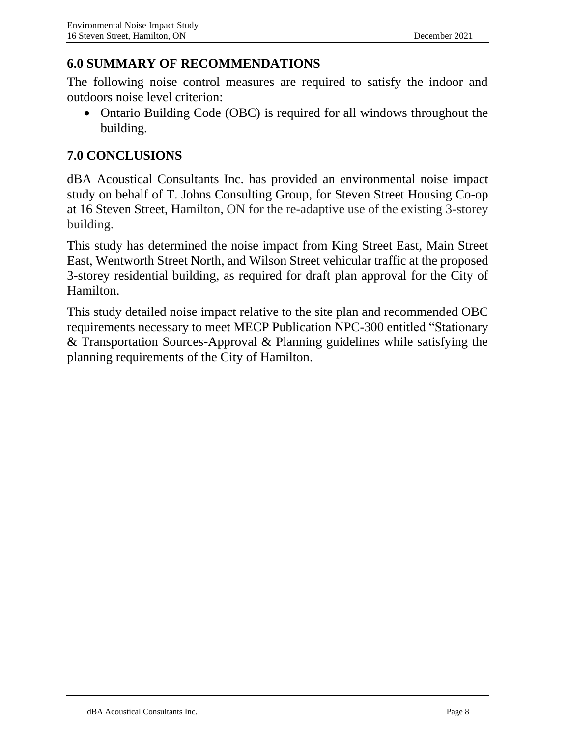## 6.0 SUMMARY OF RECOMMENDATIONS

The following noise control measures are required to satisfy the indoor and outdoors noise level criterion:

- Ontario Building Code (OBC) is required for all windows throughout the building.

## 7.0 CONCLUSIONS

dBA Acoustical Consultants Inc. has provided an environmental noise impact study on behalf of T. Johns Consulting Group, for Steven Street Housing Co-op at 16 Steven Street, Hamilton, ON for the re-adaptive use of the existing 3-storey building.

This study has determined the noise impact from King Street East, Main Street East, Wentworth Street North, and Wilson Street vehicular traffic at the proposed 3-storey residential building, as required for draft plan approval for the City of Hamilton.

This study detailed noise impact relative to the site plan and recommended OBC requirements necessary to meet MECP Publication NPC-300 entitled "Stationary & Transportation Sources-Approval & Planning guidelines while satisfying the planning requirements of the City of Hamilton.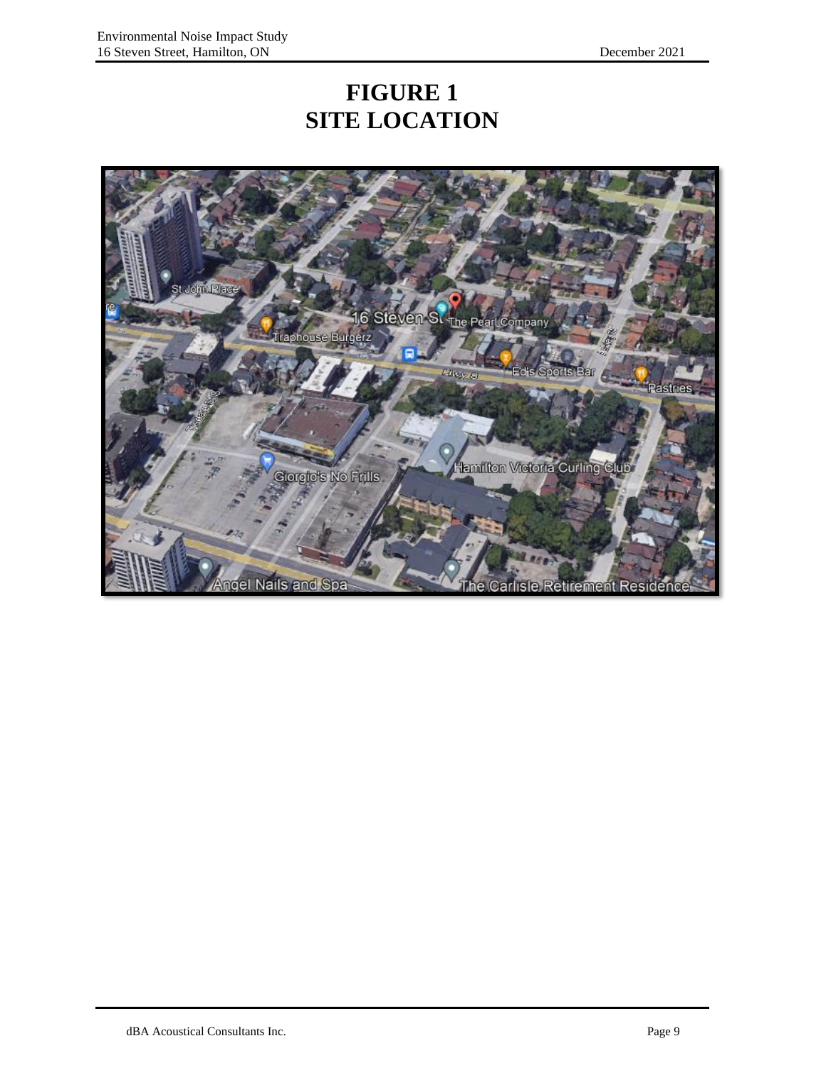# FIGURE 1
# SITE LOCATION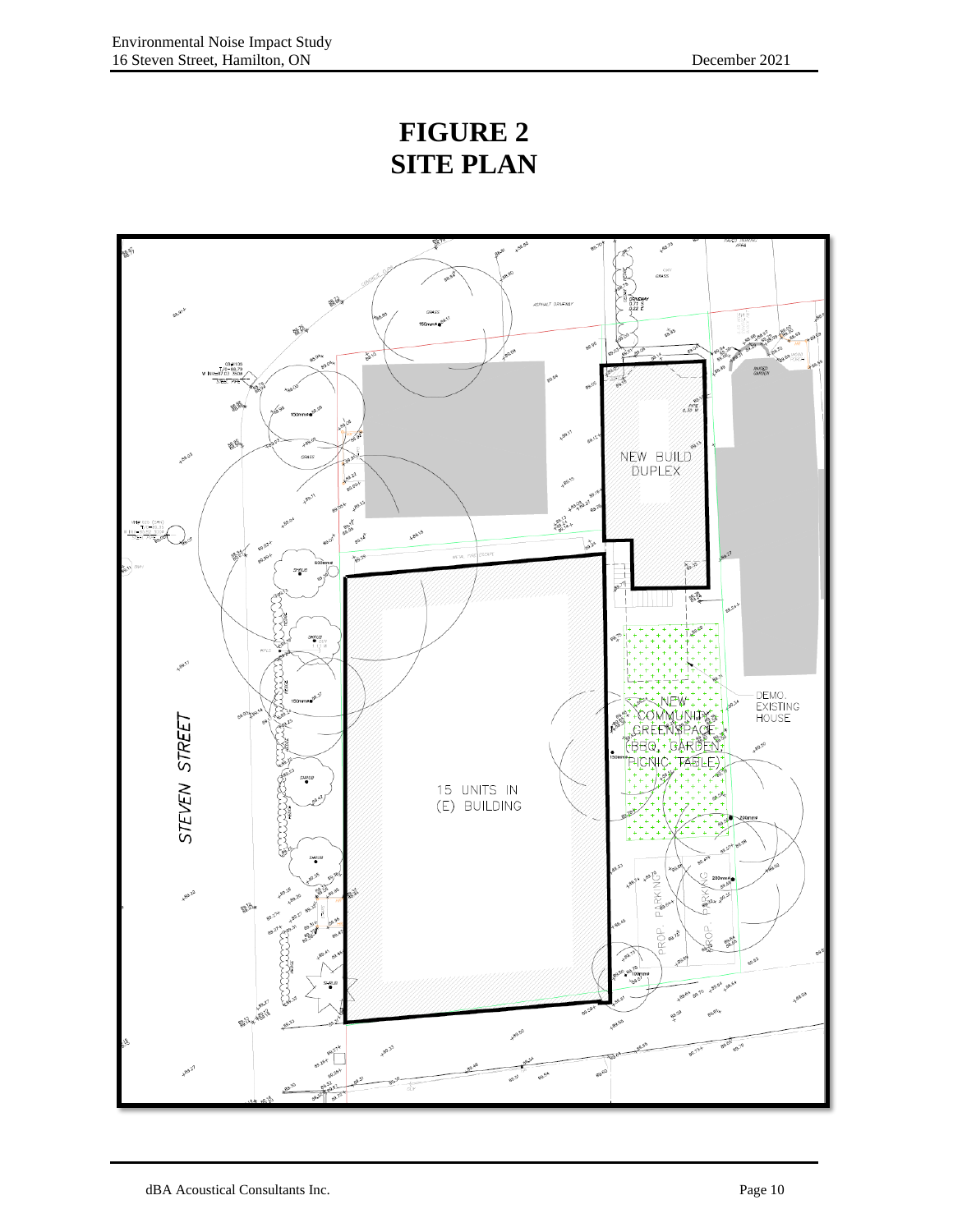# FIGURE 2
# SITE PLAN

STEVEN STREET

NEW BUILD DUPLEX

15 UNITS IN (E) BUILDING

NEW COMMUNITY GREENSPACE (BBQ, GARDEN, PICNIC TABLE)

DEMO. EXISTING HOUSE

PROP. PARKING

PROP. PARKING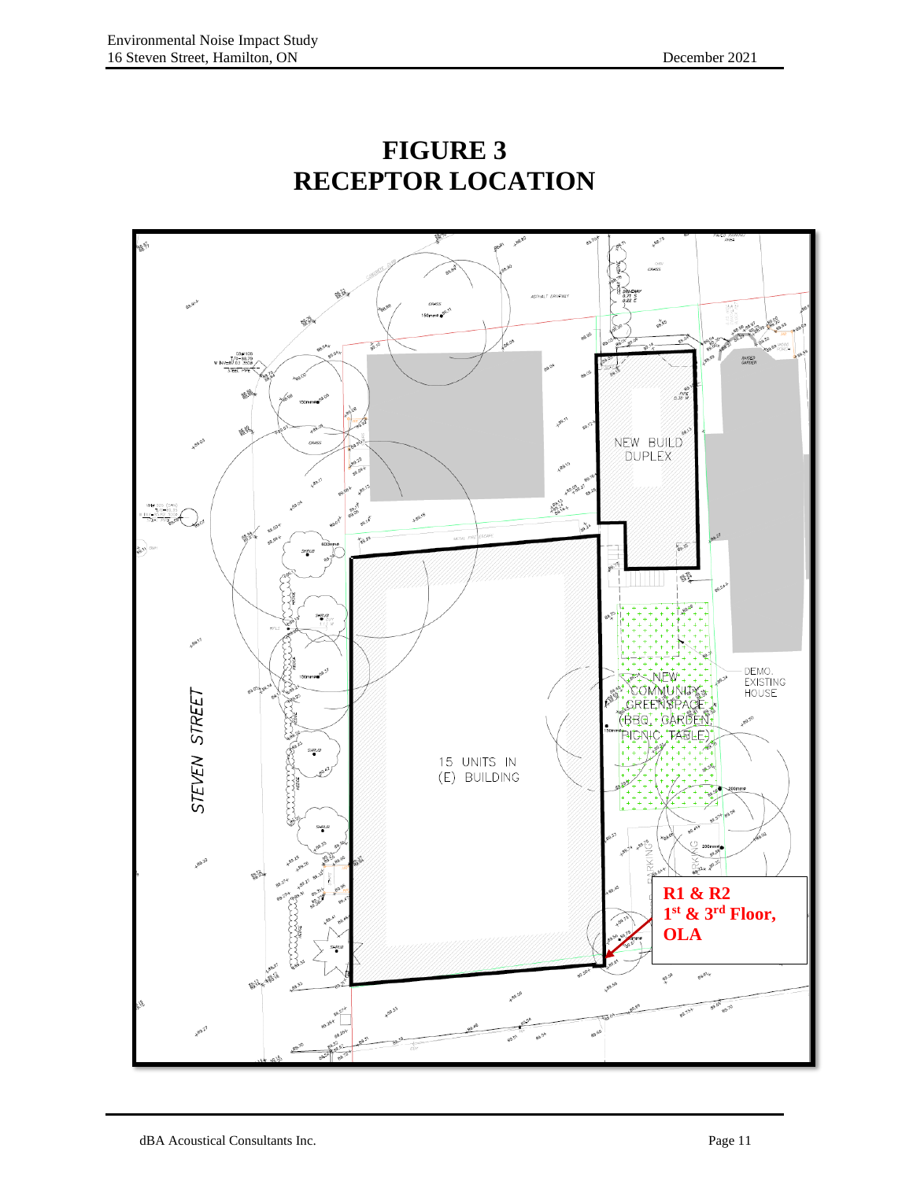# FIGURE 3
# RECEPTOR LOCATION

STEVEN STREET

NEW BUILD DUPLEX

NEW COMMUNITY GREENSPACE (BBQ, GARDEN, PICNIC TABLE)

DEMO. EXISTING HOUSE

15 UNITS IN (E) BUILDING

PARKING

**R1 & R2**
**1st & 3rd Floor, OLA**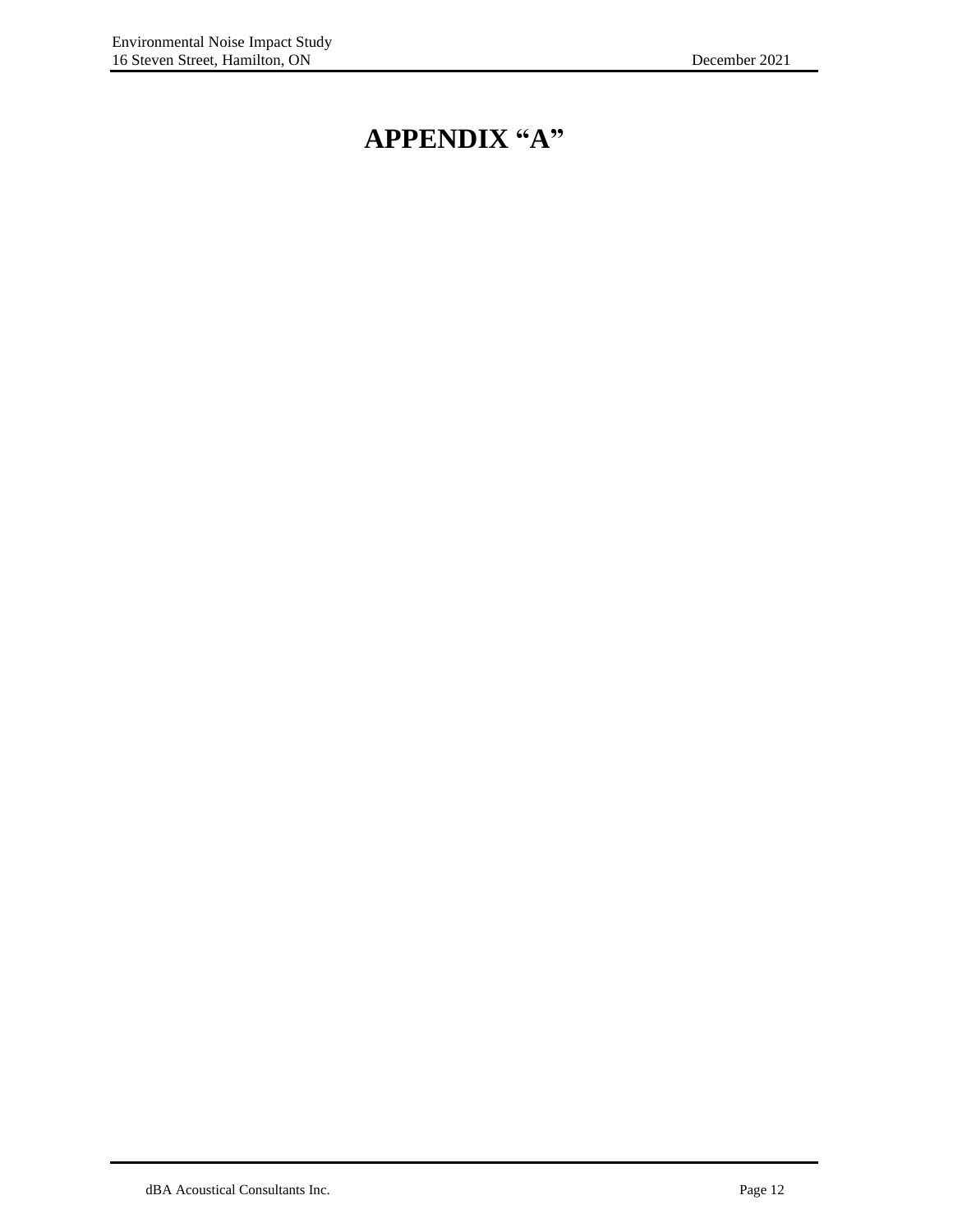# APPENDIX "A"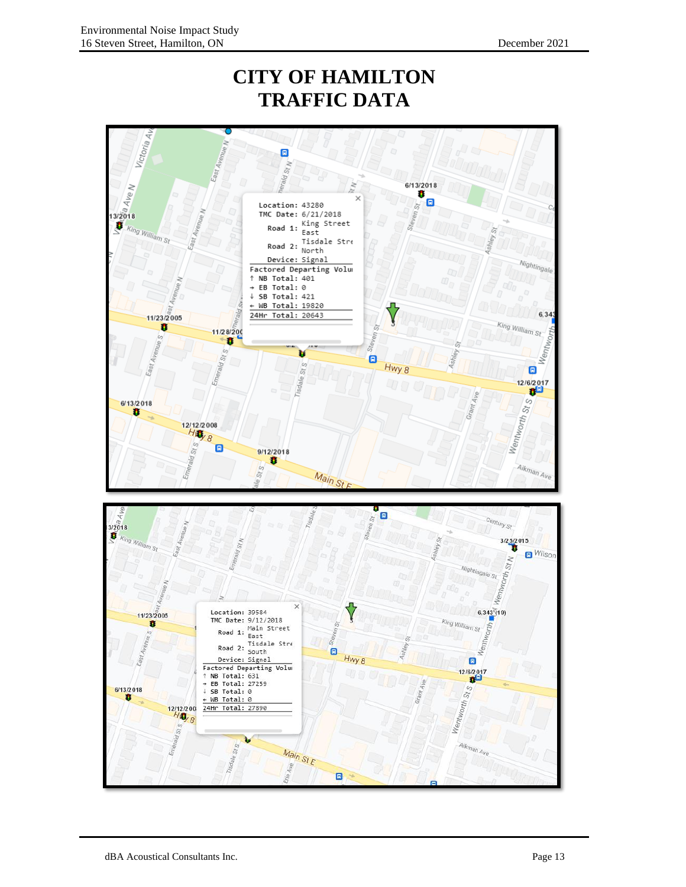# CITY OF HAMILTON TRAFFIC DATA

Location: 43280
TMC Date: 6/21/2018
Road 1: King Street East
Road 2: Tisdale Stre North
Device: Signal
Factored Departing Volu
↑ NB Total: 401
→ EB Total: 0
↓ SB Total: 421
← WB Total: 19820
24Hr Total: 20643

Location: 39584
TMC Date: 9/12/2018
Road 1: Main Street East
Road 2: Tisdale Stre South
Device: Signal
Factored Departing Volu
↑ NB Total: 631
→ EB Total: 27259
↓ SB Total: 0
← WB Total: 0
24Hr Total: 27890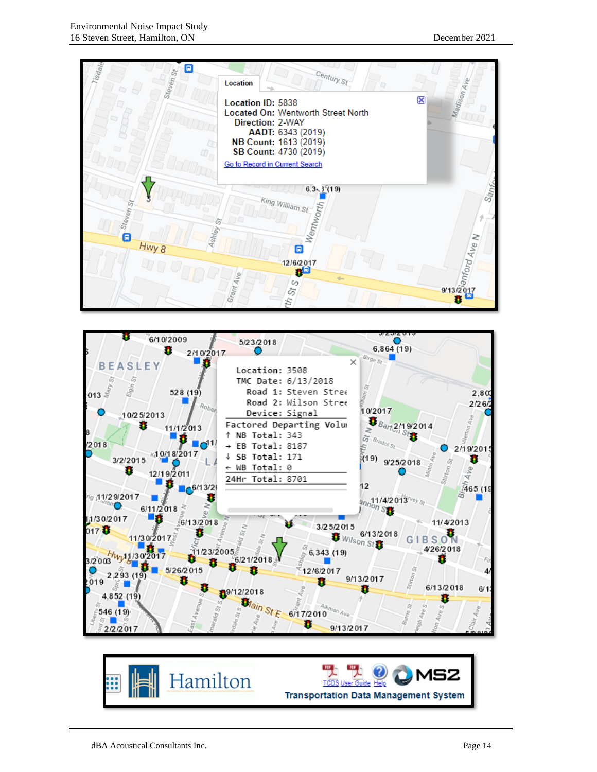**Location**

Location ID: 5838
Located On: Wentworth Street North
Direction: 2-WAY
AADT: 6343 (2019)
NB Count: 1613 (2019)
SB Count: 4730 (2019)
Go to Record in Current Search

```
Location: 3508
TMC Date: 6/13/2018
  Road 1: Steven Stree
  Road 2: Wilson Stree
  Device: Signal
Factored Departing Volu
↑ NB Total: 343
→ EB Total: 8187
↓ SB Total: 171
← WB Total: 0
24Hr Total: 8701
```

Hamilton

TCDS User Guide Help

MS2

Transportation Data Management System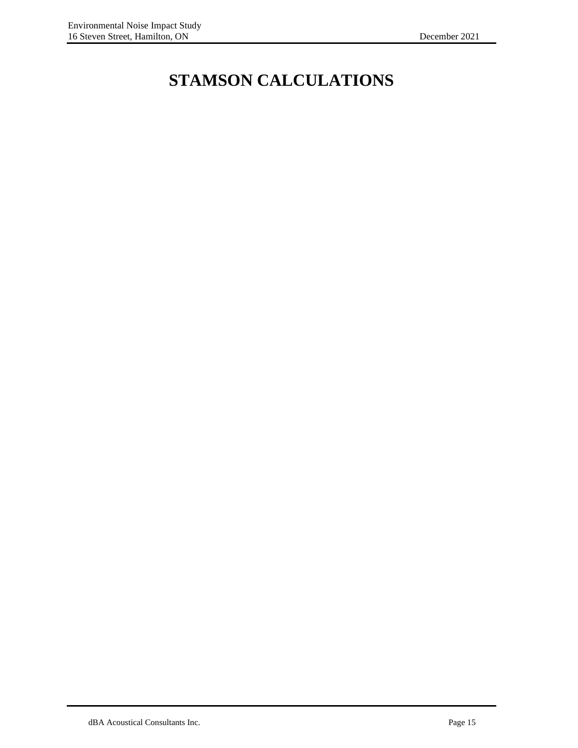# STAMSON CALCULATIONS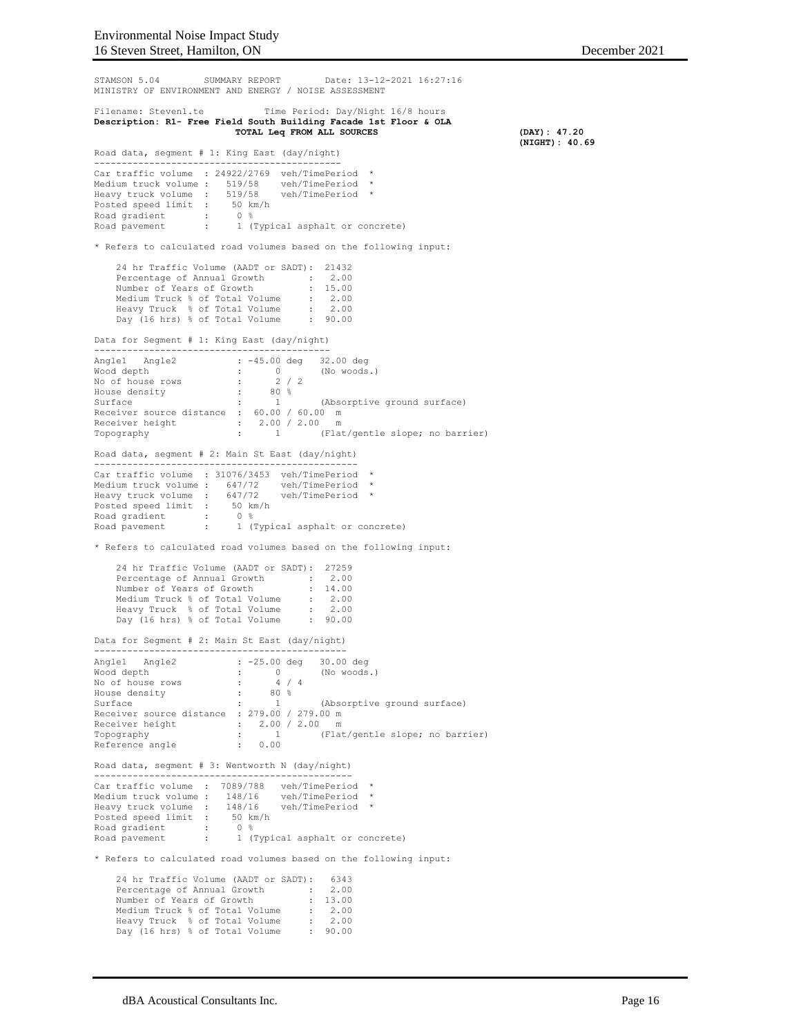```
STAMSON 5.04        SUMMARY REPORT        Date: 13-12-2021 16:27:16
MINISTRY OF ENVIRONMENT AND ENERGY / NOISE ASSESSMENT

Filename: Steven1.te            Time Period: Day/Night 16/8 hours
Description: R1- Free Field South Building Facade 1st Floor & OLA
                    TOTAL Leq FROM ALL SOURCES                    (DAY): 47.20
                                                                  (NIGHT): 40.69

Road data, segment # 1: King East (day/night)
----------------------------------------------
Car traffic volume  : 24922/2769  veh/TimePeriod  *
Medium truck volume :   519/58    veh/TimePeriod  *
Heavy truck volume  :   519/58    veh/TimePeriod  *
Posted speed limit  :    50 km/h
Road gradient       :     0 %
Road pavement       :     1 (Typical asphalt or concrete)

* Refers to calculated road volumes based on the following input:

    24 hr Traffic Volume (AADT or SADT):  21432
    Percentage of Annual Growth        :   2.00
    Number of Years of Growth          :  15.00
    Medium Truck % of Total Volume     :   2.00
    Heavy Truck  % of Total Volume     :   2.00
    Day (16 hrs) % of Total Volume     :  90.00

Data for Segment # 1: King East (day/night)
-------------------------------------------
Angle1   Angle2           : -45.00 deg   32.00 deg
Wood depth                :      0       (No woods.)
No of house rows          :      2 / 2
House density             :     80 %
Surface                   :      1       (Absorptive ground surface)
Receiver source distance  :  60.00 / 60.00  m
Receiver height           :   2.00 / 2.00   m
Topography                :      1       (Flat/gentle slope; no barrier)

Road data, segment # 2: Main St East (day/night)
------------------------------------------------
Car traffic volume  : 31076/3453  veh/TimePeriod  *
Medium truck volume :   647/72    veh/TimePeriod  *
Heavy truck volume  :   647/72    veh/TimePeriod  *
Posted speed limit  :    50 km/h
Road gradient       :     0 %
Road pavement       :     1 (Typical asphalt or concrete)

* Refers to calculated road volumes based on the following input:

    24 hr Traffic Volume (AADT or SADT):  27259
    Percentage of Annual Growth        :   2.00
    Number of Years of Growth          :  14.00
    Medium Truck % of Total Volume     :   2.00
    Heavy Truck  % of Total Volume     :   2.00
    Day (16 hrs) % of Total Volume     :  90.00

Data for Segment # 2: Main St East (day/night)
----------------------------------------------
Angle1   Angle2           : -25.00 deg   30.00 deg
Wood depth                :      0       (No woods.)
No of house rows          :      4 / 4
House density             :     80 %
Surface                   :      1       (Absorptive ground surface)
Receiver source distance  : 279.00 / 279.00 m
Receiver height           :   2.00 / 2.00   m
Topography                :      1       (Flat/gentle slope; no barrier)
Reference angle           :   0.00

Road data, segment # 3: Wentworth N (day/night)
-----------------------------------------------
Car traffic volume  :  7089/788   veh/TimePeriod  *
Medium truck volume :   148/16    veh/TimePeriod  *
Heavy truck volume  :   148/16    veh/TimePeriod  *
Posted speed limit  :    50 km/h
Road gradient       :     0 %
Road pavement       :     1 (Typical asphalt or concrete)

* Refers to calculated road volumes based on the following input:

    24 hr Traffic Volume (AADT or SADT):   6343
    Percentage of Annual Growth        :   2.00
    Number of Years of Growth          :  13.00
    Medium Truck % of Total Volume     :   2.00
    Heavy Truck  % of Total Volume     :   2.00
    Day (16 hrs) % of Total Volume     :  90.00
```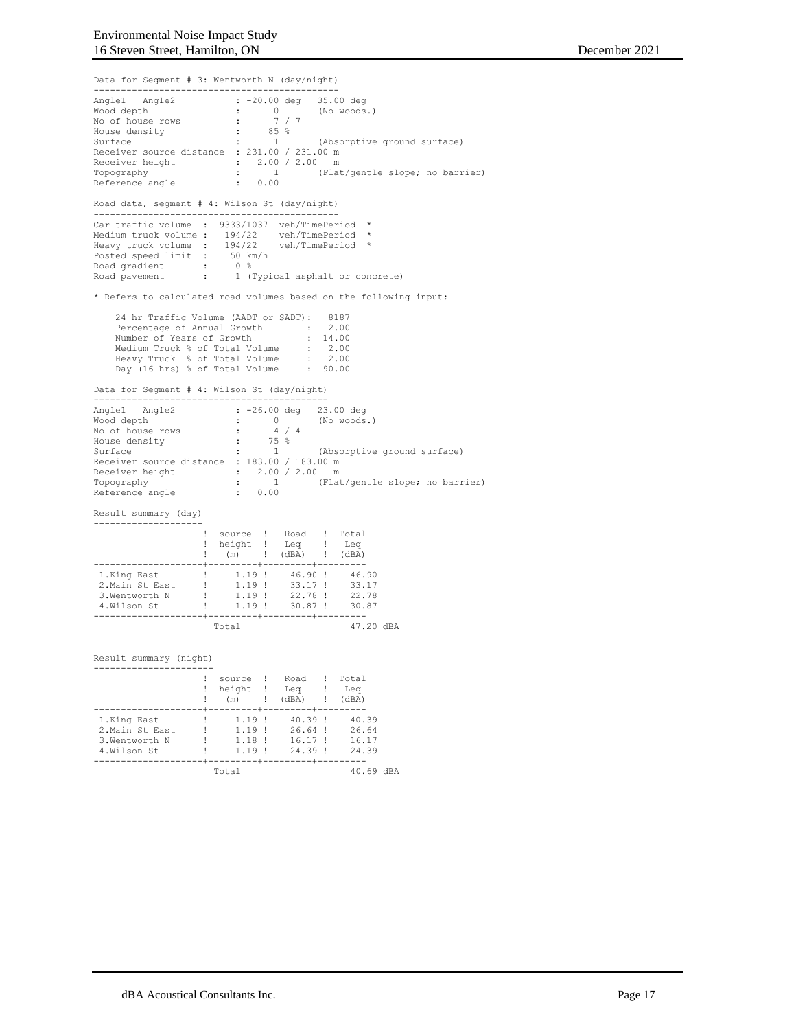```
Data for Segment # 3: Wentworth N (day/night)
---------------------------------------------
Angle1   Angle2           : -20.00 deg   35.00 deg
Wood depth                :      0       (No woods.)
No of house rows          :      7 / 7
House density             :     85 %
Surface                   :      1       (Absorptive ground surface)
Receiver source distance  : 231.00 / 231.00 m
Receiver height           :   2.00 / 2.00   m
Topography                :      1       (Flat/gentle slope; no barrier)
Reference angle           :   0.00

Road data, segment # 4: Wilson St (day/night)
---------------------------------------------
Car traffic volume  :  9333/1037  veh/TimePeriod  *
Medium truck volume :   194/22    veh/TimePeriod  *
Heavy truck volume  :   194/22    veh/TimePeriod  *
Posted speed limit  :    50 km/h
Road gradient       :     0 %
Road pavement       :     1 (Typical asphalt or concrete)

* Refers to calculated road volumes based on the following input:

    24 hr Traffic Volume (AADT or SADT):   8187
    Percentage of Annual Growth        :   2.00
    Number of Years of Growth          :  14.00
    Medium Truck % of Total Volume     :   2.00
    Heavy Truck  % of Total Volume     :   2.00
    Day (16 hrs) % of Total Volume     :  90.00

Data for Segment # 4: Wilson St (day/night)
-------------------------------------------
Angle1   Angle2           : -26.00 deg   23.00 deg
Wood depth                :      0       (No woods.)
No of house rows          :      4 / 4
House density             :     75 %
Surface                   :      1       (Absorptive ground surface)
Receiver source distance  : 183.00 / 183.00 m
Receiver height           :   2.00 / 2.00   m
Topography                :      1       (Flat/gentle slope; no barrier)
Reference angle           :   0.00

Result summary (day)
--------------------
                    !  source  !   Road   !  Total
                    !  height  !   Leq    !   Leq
                    !   (m)    !  (dBA)   !  (dBA)
--------------------+----------+----------+---------
 1.King East        !     1.19 !    46.90 !   46.90
 2.Main St East     !     1.19 !    33.17 !   33.17
 3.Wentworth N      !     1.19 !    22.78 !   22.78
 4.Wilson St        !     1.19 !    30.87 !   30.87
--------------------+----------+----------+---------
                      Total                  47.20 dBA


Result summary (night)
----------------------
                    !  source  !   Road   !  Total
                    !  height  !   Leq    !   Leq
                    !   (m)    !  (dBA)   !  (dBA)
--------------------+----------+----------+---------
 1.King East        !     1.19 !    40.39 !   40.39
 2.Main St East     !     1.19 !    26.64 !   26.64
 3.Wentworth N      !     1.18 !    16.17 !   16.17
 4.Wilson St        !     1.19 !    24.39 !   24.39
--------------------+----------+----------+---------
                      Total                  40.69 dBA
```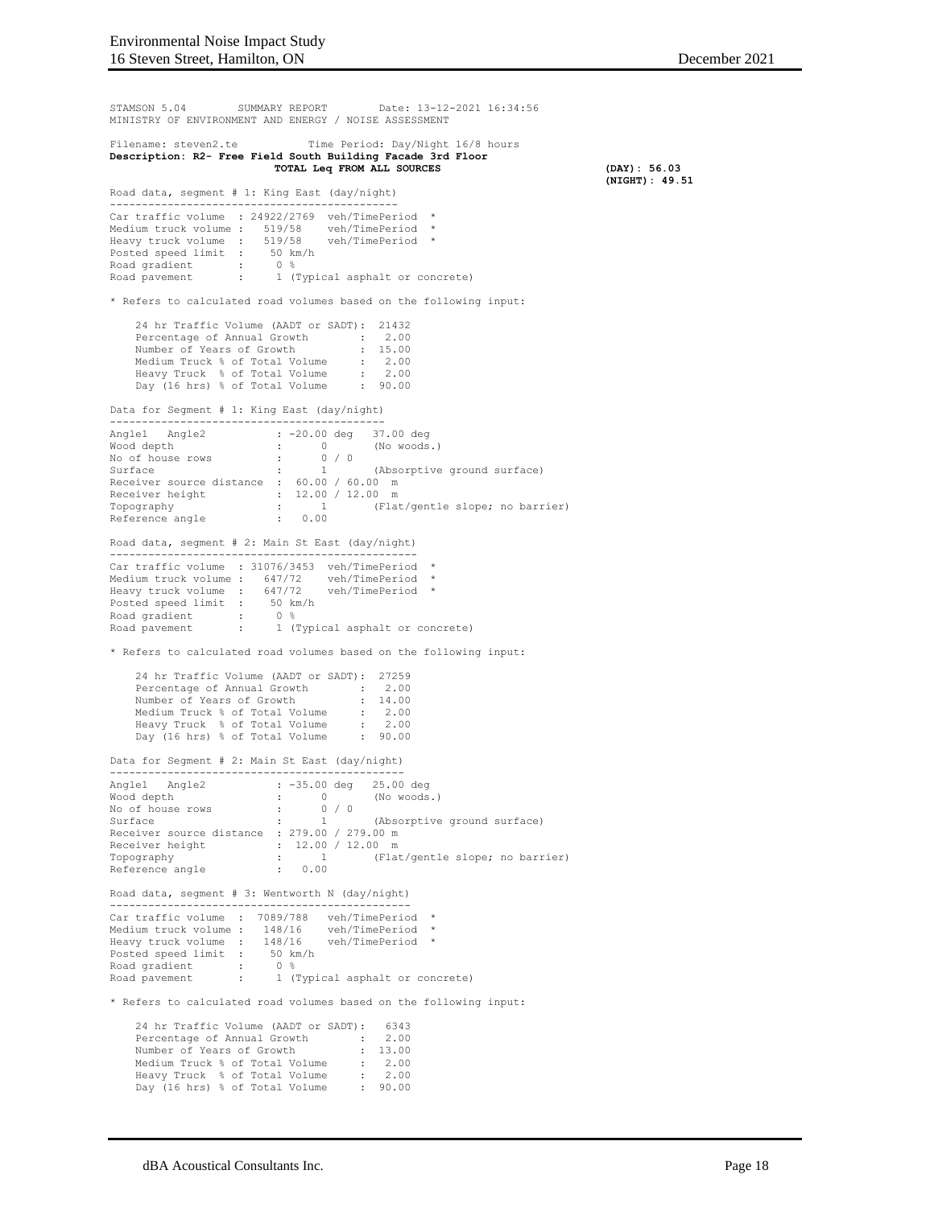```
STAMSON 5.04        SUMMARY REPORT        Date: 13-12-2021 16:34:56
MINISTRY OF ENVIRONMENT AND ENERGY / NOISE ASSESSMENT

Filename: steven2.te           Time Period: Day/Night 16/8 hours
Description: R2- Free Field South Building Facade 3rd Floor
                        TOTAL Leq FROM ALL SOURCES                              (DAY): 56.03
                                                                                (NIGHT): 49.51
Road data, segment # 1: King East (day/night)
---------------------------------------------
Car traffic volume  : 24922/2769  veh/TimePeriod  *
Medium truck volume :   519/58    veh/TimePeriod  *
Heavy truck volume  :   519/58    veh/TimePeriod  *
Posted speed limit  :    50 km/h
Road gradient       :     0 %
Road pavement       :     1 (Typical asphalt or concrete)

* Refers to calculated road volumes based on the following input:

    24 hr Traffic Volume (AADT or SADT):  21432
    Percentage of Annual Growth        :   2.00
    Number of Years of Growth          :  15.00
    Medium Truck % of Total Volume     :   2.00
    Heavy Truck  % of Total Volume     :   2.00
    Day (16 hrs) % of Total Volume     :  90.00

Data for Segment # 1: King East (day/night)
-------------------------------------------
Angle1   Angle2           : -20.00 deg   37.00 deg
Wood depth                :      0       (No woods.)
No of house rows          :      0 / 0
Surface                   :      1       (Absorptive ground surface)
Receiver source distance  :  60.00 / 60.00  m
Receiver height           :  12.00 / 12.00  m
Topography                :      1       (Flat/gentle slope; no barrier)
Reference angle           :   0.00

Road data, segment # 2: Main St East (day/night)
------------------------------------------------
Car traffic volume  : 31076/3453  veh/TimePeriod  *
Medium truck volume :   647/72    veh/TimePeriod  *
Heavy truck volume  :   647/72    veh/TimePeriod  *
Posted speed limit  :    50 km/h
Road gradient       :     0 %
Road pavement       :     1 (Typical asphalt or concrete)

* Refers to calculated road volumes based on the following input:

    24 hr Traffic Volume (AADT or SADT):  27259
    Percentage of Annual Growth        :   2.00
    Number of Years of Growth          :  14.00
    Medium Truck % of Total Volume     :   2.00
    Heavy Truck  % of Total Volume     :   2.00
    Day (16 hrs) % of Total Volume     :  90.00

Data for Segment # 2: Main St East (day/night)
----------------------------------------------
Angle1   Angle2           : -35.00 deg   25.00 deg
Wood depth                :      0       (No woods.)
No of house rows          :      0 / 0
Surface                   :      1       (Absorptive ground surface)
Receiver source distance  : 279.00 / 279.00 m
Receiver height           :  12.00 / 12.00  m
Topography                :      1       (Flat/gentle slope; no barrier)
Reference angle           :   0.00

Road data, segment # 3: Wentworth N (day/night)
-----------------------------------------------
Car traffic volume  :  7089/788   veh/TimePeriod  *
Medium truck volume :   148/16    veh/TimePeriod  *
Heavy truck volume  :   148/16    veh/TimePeriod  *
Posted speed limit  :    50 km/h
Road gradient       :     0 %
Road pavement       :     1 (Typical asphalt or concrete)

* Refers to calculated road volumes based on the following input:

    24 hr Traffic Volume (AADT or SADT):   6343
    Percentage of Annual Growth        :   2.00
    Number of Years of Growth          :  13.00
    Medium Truck % of Total Volume     :   2.00
    Heavy Truck  % of Total Volume     :   2.00
    Day (16 hrs) % of Total Volume     :  90.00
```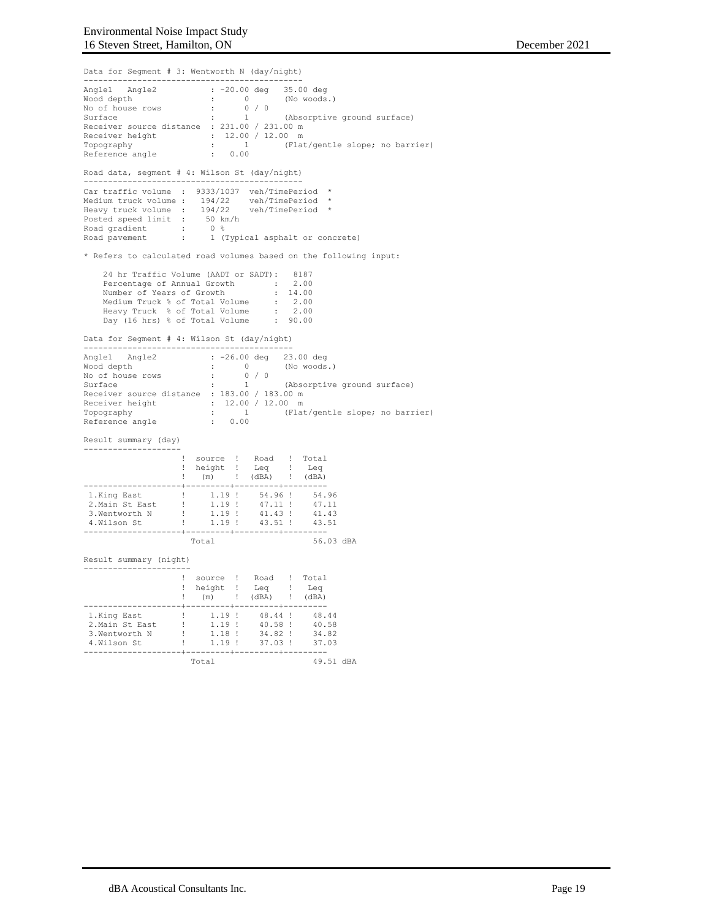```
Data for Segment # 3: Wentworth N (day/night)
---------------------------------------------
Angle1   Angle2          : -20.00 deg   35.00 deg
Wood depth               :      0       (No woods.)
No of house rows         :      0 / 0
Surface                  :      1       (Absorptive ground surface)
Receiver source distance : 231.00 / 231.00 m
Receiver height          :  12.00 / 12.00  m
Topography               :      1       (Flat/gentle slope; no barrier)
Reference angle          :   0.00

Road data, segment # 4: Wilson St (day/night)
---------------------------------------------
Car traffic volume  :  9333/1037  veh/TimePeriod  *
Medium truck volume :   194/22    veh/TimePeriod  *
Heavy truck volume  :   194/22    veh/TimePeriod  *
Posted speed limit  :    50 km/h
Road gradient       :     0 %
Road pavement       :     1 (Typical asphalt or concrete)

* Refers to calculated road volumes based on the following input:

    24 hr Traffic Volume (AADT or SADT):   8187
    Percentage of Annual Growth        :   2.00
    Number of Years of Growth          :  14.00
    Medium Truck % of Total Volume     :   2.00
    Heavy Truck  % of Total Volume     :   2.00
    Day (16 hrs) % of Total Volume     :  90.00

Data for Segment # 4: Wilson St (day/night)
-------------------------------------------
Angle1   Angle2          : -26.00 deg   23.00 deg
Wood depth               :      0       (No woods.)
No of house rows         :      0 / 0
Surface                  :      1       (Absorptive ground surface)
Receiver source distance : 183.00 / 183.00 m
Receiver height          :  12.00 / 12.00  m
Topography               :      1       (Flat/gentle slope; no barrier)
Reference angle          :   0.00

Result summary (day)
--------------------
                    !  source  !   Road   !  Total
                    !  height  !   Leq    !   Leq
                    !   (m)    !  (dBA)   !  (dBA)
--------------------+----------+----------+---------
 1.King East        !     1.19 !    54.96 !    54.96
 2.Main St East     !     1.19 !    47.11 !    47.11
 3.Wentworth N      !     1.19 !    41.43 !    41.43
 4.Wilson St        !     1.19 !    43.51 !    43.51
--------------------+----------+----------+---------
                      Total                  56.03 dBA

Result summary (night)
----------------------
                    !  source  !   Road   !  Total
                    !  height  !   Leq    !   Leq
                    !   (m)    !  (dBA)   !  (dBA)
--------------------+----------+----------+---------
 1.King East        !     1.19 !    48.44 !    48.44
 2.Main St East     !     1.19 !    40.58 !    40.58
 3.Wentworth N      !     1.18 !    34.82 !    34.82
 4.Wilson St        !     1.19 !    37.03 !    37.03
--------------------+----------+----------+---------
                      Total                  49.51 dBA
```